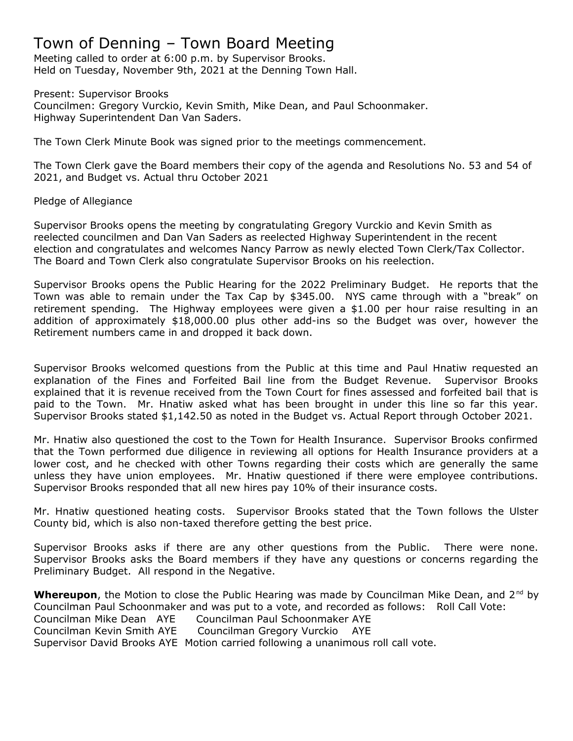# Town of Denning – Town Board Meeting

Meeting called to order at 6:00 p.m. by Supervisor Brooks.
Held on Tuesday, November 9th, 2021 at the Denning Town Hall.

Present: Supervisor Brooks
Councilmen: Gregory Vurckio, Kevin Smith, Mike Dean, and Paul Schoonmaker.
Highway Superintendent Dan Van Saders.

The Town Clerk Minute Book was signed prior to the meetings commencement.

The Town Clerk gave the Board members their copy of the agenda and Resolutions No. 53 and 54 of 2021, and Budget vs. Actual thru October 2021

Pledge of Allegiance

Supervisor Brooks opens the meeting by congratulating Gregory Vurckio and Kevin Smith as reelected councilmen and Dan Van Saders as reelected Highway Superintendent in the recent election and congratulates and welcomes Nancy Parrow as newly elected Town Clerk/Tax Collector. The Board and Town Clerk also congratulate Supervisor Brooks on his reelection.

Supervisor Brooks opens the Public Hearing for the 2022 Preliminary Budget. He reports that the Town was able to remain under the Tax Cap by $345.00. NYS came through with a "break" on retirement spending. The Highway employees were given a $1.00 per hour raise resulting in an addition of approximately $18,000.00 plus other add-ins so the Budget was over, however the Retirement numbers came in and dropped it back down.

Supervisor Brooks welcomed questions from the Public at this time and Paul Hnatiw requested an explanation of the Fines and Forfeited Bail line from the Budget Revenue. Supervisor Brooks explained that it is revenue received from the Town Court for fines assessed and forfeited bail that is paid to the Town. Mr. Hnatiw asked what has been brought in under this line so far this year. Supervisor Brooks stated $1,142.50 as noted in the Budget vs. Actual Report through October 2021.

Mr. Hnatiw also questioned the cost to the Town for Health Insurance. Supervisor Brooks confirmed that the Town performed due diligence in reviewing all options for Health Insurance providers at a lower cost, and he checked with other Towns regarding their costs which are generally the same unless they have union employees. Mr. Hnatiw questioned if there were employee contributions. Supervisor Brooks responded that all new hires pay 10% of their insurance costs.

Mr. Hnatiw questioned heating costs. Supervisor Brooks stated that the Town follows the Ulster County bid, which is also non-taxed therefore getting the best price.

Supervisor Brooks asks if there are any other questions from the Public. There were none. Supervisor Brooks asks the Board members if they have any questions or concerns regarding the Preliminary Budget. All respond in the Negative.

**Whereupon**, the Motion to close the Public Hearing was made by Councilman Mike Dean, and 2nd by Councilman Paul Schoonmaker and was put to a vote, and recorded as follows: Roll Call Vote:
Councilman Mike Dean AYE Councilman Paul Schoonmaker AYE
Councilman Kevin Smith AYE Councilman Gregory Vurckio AYE
Supervisor David Brooks AYE Motion carried following a unanimous roll call vote.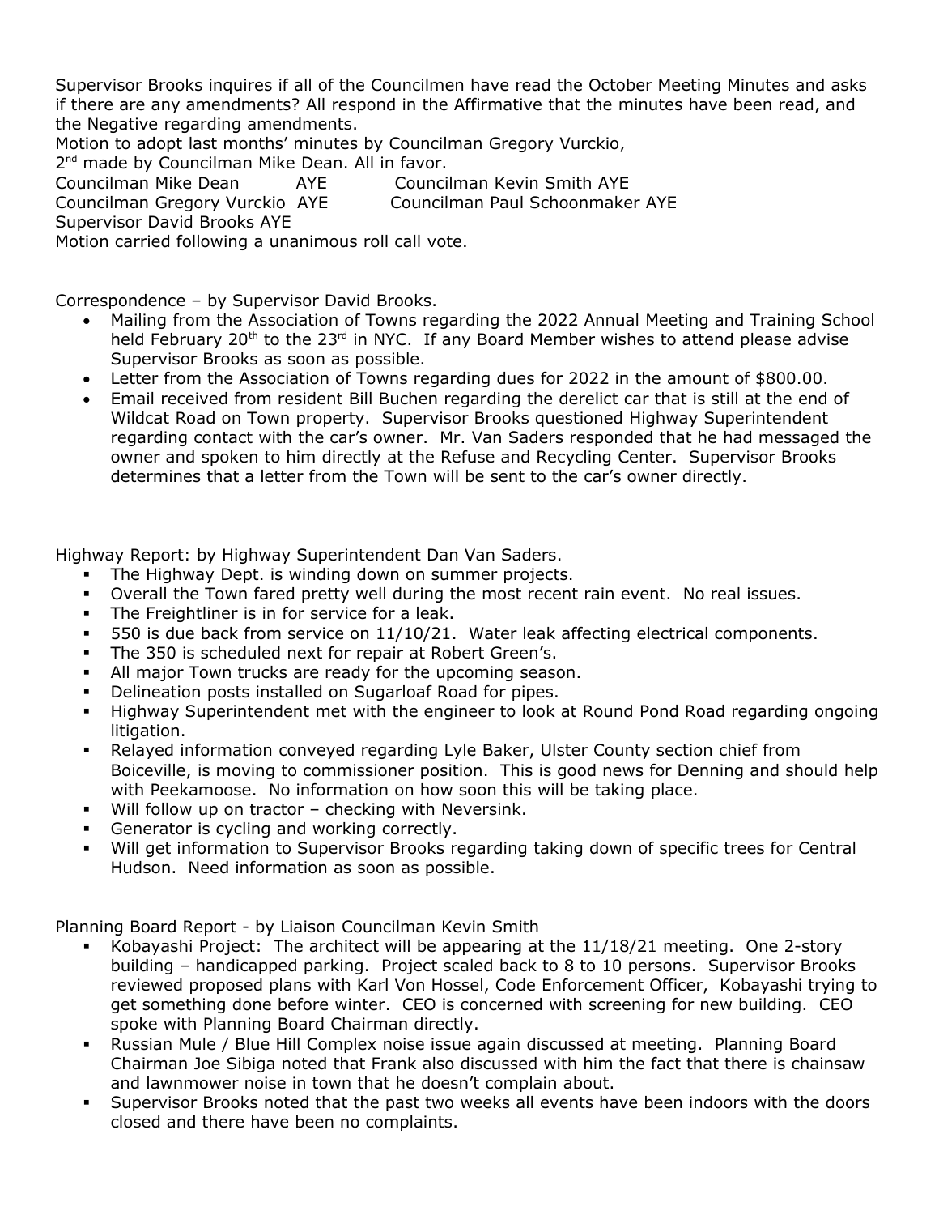Supervisor Brooks inquires if all of the Councilmen have read the October Meeting Minutes and asks if there are any amendments? All respond in the Affirmative that the minutes have been read, and the Negative regarding amendments.

Motion to adopt last months' minutes by Councilman Gregory Vurckio,
2nd made by Councilman Mike Dean. All in favor.

Councilman Mike Dean AYE Councilman Kevin Smith AYE
Councilman Gregory Vurckio AYE Councilman Paul Schoonmaker AYE
Supervisor David Brooks AYE

Motion carried following a unanimous roll call vote.

Correspondence – by Supervisor David Brooks.

- Mailing from the Association of Towns regarding the 2022 Annual Meeting and Training School held February 20th to the 23rd in NYC. If any Board Member wishes to attend please advise Supervisor Brooks as soon as possible.
- Letter from the Association of Towns regarding dues for 2022 in the amount of $800.00.
- Email received from resident Bill Buchen regarding the derelict car that is still at the end of Wildcat Road on Town property. Supervisor Brooks questioned Highway Superintendent regarding contact with the car's owner. Mr. Van Saders responded that he had messaged the owner and spoken to him directly at the Refuse and Recycling Center. Supervisor Brooks determines that a letter from the Town will be sent to the car's owner directly.

Highway Report: by Highway Superintendent Dan Van Saders.

- The Highway Dept. is winding down on summer projects.
- Overall the Town fared pretty well during the most recent rain event. No real issues.
- The Freightliner is in for service for a leak.
- 550 is due back from service on 11/10/21. Water leak affecting electrical components.
- The 350 is scheduled next for repair at Robert Green's.
- All major Town trucks are ready for the upcoming season.
- Delineation posts installed on Sugarloaf Road for pipes.
- Highway Superintendent met with the engineer to look at Round Pond Road regarding ongoing litigation.
- Relayed information conveyed regarding Lyle Baker, Ulster County section chief from Boiceville, is moving to commissioner position. This is good news for Denning and should help with Peekamoose. No information on how soon this will be taking place.
- Will follow up on tractor – checking with Neversink.
- Generator is cycling and working correctly.
- Will get information to Supervisor Brooks regarding taking down of specific trees for Central Hudson. Need information as soon as possible.

Planning Board Report - by Liaison Councilman Kevin Smith

- Kobayashi Project: The architect will be appearing at the 11/18/21 meeting. One 2-story building – handicapped parking. Project scaled back to 8 to 10 persons. Supervisor Brooks reviewed proposed plans with Karl Von Hossel, Code Enforcement Officer, Kobayashi trying to get something done before winter. CEO is concerned with screening for new building. CEO spoke with Planning Board Chairman directly.
- Russian Mule / Blue Hill Complex noise issue again discussed at meeting. Planning Board Chairman Joe Sibiga noted that Frank also discussed with him the fact that there is chainsaw and lawnmower noise in town that he doesn't complain about.
- Supervisor Brooks noted that the past two weeks all events have been indoors with the doors closed and there have been no complaints.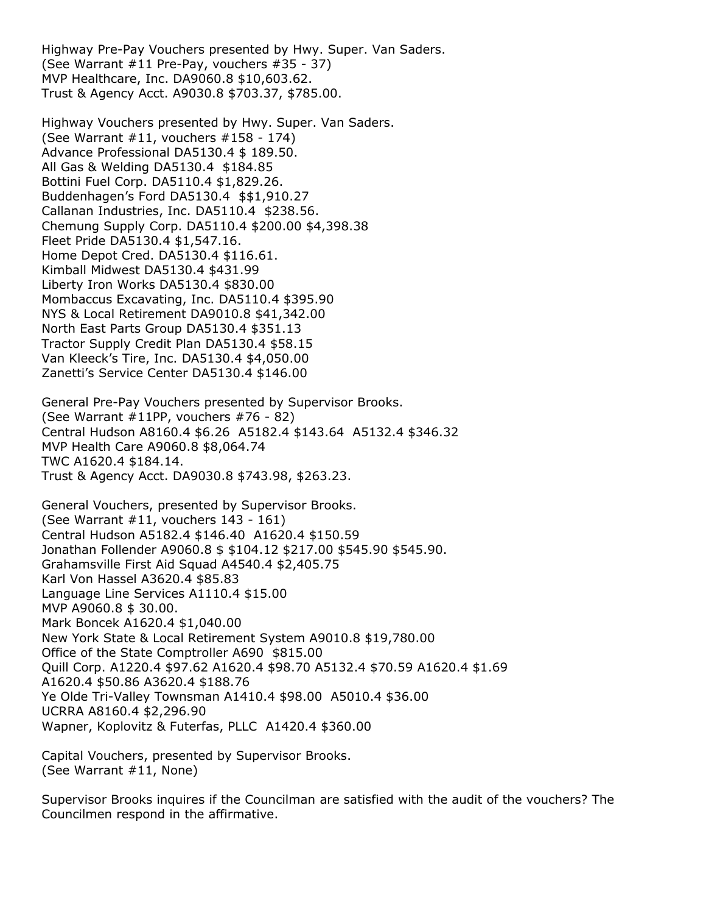Highway Pre-Pay Vouchers presented by Hwy. Super. Van Saders.
(See Warrant #11 Pre-Pay, vouchers #35 - 37)
MVP Healthcare, Inc. DA9060.8 $10,603.62.
Trust & Agency Acct. A9030.8 $703.37, $785.00.

Highway Vouchers presented by Hwy. Super. Van Saders.
(See Warrant #11, vouchers #158 - 174)
Advance Professional DA5130.4 $ 189.50.
All Gas & Welding DA5130.4 $184.85
Bottini Fuel Corp. DA5110.4 $1,829.26.
Buddenhagen's Ford DA5130.4 $$1,910.27
Callanan Industries, Inc. DA5110.4 $238.56.
Chemung Supply Corp. DA5110.4 $200.00 $4,398.38
Fleet Pride DA5130.4 $1,547.16.
Home Depot Cred. DA5130.4 $116.61.
Kimball Midwest DA5130.4 $431.99
Liberty Iron Works DA5130.4 $830.00
Mombaccus Excavating, Inc. DA5110.4 $395.90
NYS & Local Retirement DA9010.8 $41,342.00
North East Parts Group DA5130.4 $351.13
Tractor Supply Credit Plan DA5130.4 $58.15
Van Kleeck's Tire, Inc. DA5130.4 $4,050.00
Zanetti's Service Center DA5130.4 $146.00

General Pre-Pay Vouchers presented by Supervisor Brooks.
(See Warrant #11PP, vouchers #76 - 82)
Central Hudson A8160.4 $6.26 A5182.4 $143.64 A5132.4 $346.32
MVP Health Care A9060.8 $8,064.74
TWC A1620.4 $184.14.
Trust & Agency Acct. DA9030.8 $743.98, $263.23.

General Vouchers, presented by Supervisor Brooks.
(See Warrant #11, vouchers 143 - 161)
Central Hudson A5182.4 $146.40 A1620.4 $150.59
Jonathan Follender A9060.8 $ $104.12 $217.00 $545.90 $545.90.
Grahamsville First Aid Squad A4540.4 $2,405.75
Karl Von Hassel A3620.4 $85.83
Language Line Services A1110.4 $15.00
MVP A9060.8 $ 30.00.
Mark Boncek A1620.4 $1,040.00
New York State & Local Retirement System A9010.8 $19,780.00
Office of the State Comptroller A690 $815.00
Quill Corp. A1220.4 $97.62 A1620.4 $98.70 A5132.4 $70.59 A1620.4 $1.69
A1620.4 $50.86 A3620.4 $188.76
Ye Olde Tri-Valley Townsman A1410.4 $98.00 A5010.4 $36.00
UCRRA A8160.4 $2,296.90
Wapner, Koplovitz & Futerfas, PLLC A1420.4 $360.00

Capital Vouchers, presented by Supervisor Brooks.
(See Warrant #11, None)

Supervisor Brooks inquires if the Councilman are satisfied with the audit of the vouchers? The Councilmen respond in the affirmative.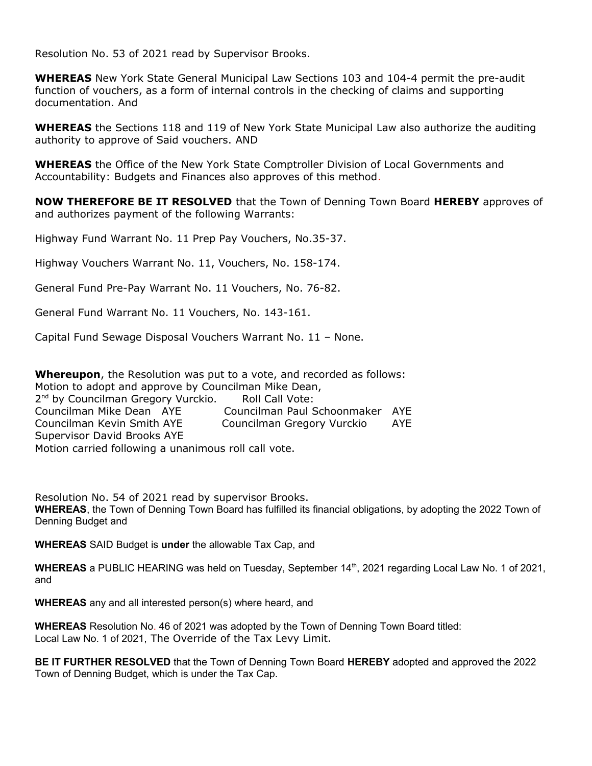Resolution No. 53 of 2021 read by Supervisor Brooks.

**WHEREAS** New York State General Municipal Law Sections 103 and 104-4 permit the pre-audit function of vouchers, as a form of internal controls in the checking of claims and supporting documentation. And

**WHEREAS** the Sections 118 and 119 of New York State Municipal Law also authorize the auditing authority to approve of Said vouchers. AND

**WHEREAS** the Office of the New York State Comptroller Division of Local Governments and Accountability: Budgets and Finances also approves of this method.

**NOW THEREFORE BE IT RESOLVED** that the Town of Denning Town Board **HEREBY** approves of and authorizes payment of the following Warrants:

Highway Fund Warrant No. 11 Prep Pay Vouchers, No.35-37.

Highway Vouchers Warrant No. 11, Vouchers, No. 158-174.

General Fund Pre-Pay Warrant No. 11 Vouchers, No. 76-82.

General Fund Warrant No. 11 Vouchers, No. 143-161.

Capital Fund Sewage Disposal Vouchers Warrant No. 11 – None.

**Whereupon**, the Resolution was put to a vote, and recorded as follows:
Motion to adopt and approve by Councilman Mike Dean,
2nd by Councilman Gregory Vurckio. Roll Call Vote:
Councilman Mike Dean AYE Councilman Paul Schoonmaker AYE
Councilman Kevin Smith AYE Councilman Gregory Vurckio AYE
Supervisor David Brooks AYE
Motion carried following a unanimous roll call vote.

Resolution No. 54 of 2021 read by supervisor Brooks.
**WHEREAS**, the Town of Denning Town Board has fulfilled its financial obligations, by adopting the 2022 Town of Denning Budget and

**WHEREAS** SAID Budget is **under** the allowable Tax Cap, and

**WHEREAS** a PUBLIC HEARING was held on Tuesday, September 14th, 2021 regarding Local Law No. 1 of 2021, and

**WHEREAS** any and all interested person(s) where heard, and

**WHEREAS** Resolution No. 46 of 2021 was adopted by the Town of Denning Town Board titled:
Local Law No. 1 of 2021, The Override of the Tax Levy Limit.

**BE IT FURTHER RESOLVED** that the Town of Denning Town Board **HEREBY** adopted and approved the 2022 Town of Denning Budget, which is under the Tax Cap.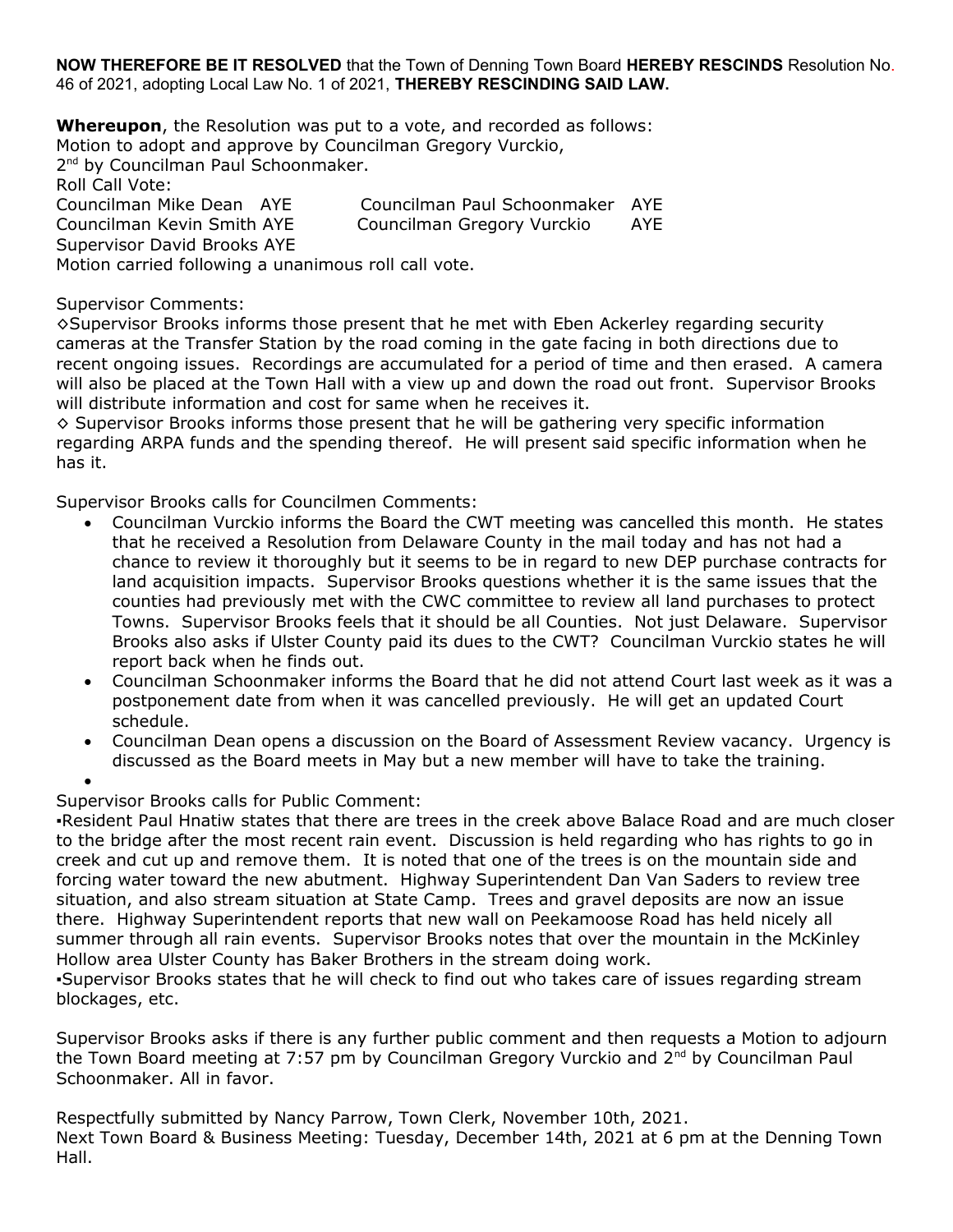**NOW THEREFORE BE IT RESOLVED** that the Town of Denning Town Board **HEREBY RESCINDS** Resolution No. 46 of 2021, adopting Local Law No. 1 of 2021, **THEREBY RESCINDING SAID LAW.**

**Whereupon**, the Resolution was put to a vote, and recorded as follows:
Motion to adopt and approve by Councilman Gregory Vurckio,
2nd by Councilman Paul Schoonmaker.
Roll Call Vote:

| | |
|---|---|
| Councilman Mike Dean AYE | Councilman Paul Schoonmaker AYE |
| Councilman Kevin Smith AYE | Councilman Gregory Vurckio AYE |
| Supervisor David Brooks AYE | |

Motion carried following a unanimous roll call vote.

Supervisor Comments:

◇Supervisor Brooks informs those present that he met with Eben Ackerley regarding security cameras at the Transfer Station by the road coming in the gate facing in both directions due to recent ongoing issues. Recordings are accumulated for a period of time and then erased. A camera will also be placed at the Town Hall with a view up and down the road out front. Supervisor Brooks will distribute information and cost for same when he receives it.

◇ Supervisor Brooks informs those present that he will be gathering very specific information regarding ARPA funds and the spending thereof. He will present said specific information when he has it.

Supervisor Brooks calls for Councilmen Comments:

- Councilman Vurckio informs the Board the CWT meeting was cancelled this month. He states that he received a Resolution from Delaware County in the mail today and has not had a chance to review it thoroughly but it seems to be in regard to new DEP purchase contracts for land acquisition impacts. Supervisor Brooks questions whether it is the same issues that the counties had previously met with the CWC committee to review all land purchases to protect Towns. Supervisor Brooks feels that it should be all Counties. Not just Delaware. Supervisor Brooks also asks if Ulster County paid its dues to the CWT? Councilman Vurckio states he will report back when he finds out.
- Councilman Schoonmaker informs the Board that he did not attend Court last week as it was a postponement date from when it was cancelled previously. He will get an updated Court schedule.
- Councilman Dean opens a discussion on the Board of Assessment Review vacancy. Urgency is discussed as the Board meets in May but a new member will have to take the training.

Supervisor Brooks calls for Public Comment:

▪Resident Paul Hnatiw states that there are trees in the creek above Balace Road and are much closer to the bridge after the most recent rain event. Discussion is held regarding who has rights to go in creek and cut up and remove them. It is noted that one of the trees is on the mountain side and forcing water toward the new abutment. Highway Superintendent Dan Van Saders to review tree situation, and also stream situation at State Camp. Trees and gravel deposits are now an issue there. Highway Superintendent reports that new wall on Peekamoose Road has held nicely all summer through all rain events. Supervisor Brooks notes that over the mountain in the McKinley Hollow area Ulster County has Baker Brothers in the stream doing work.

▪Supervisor Brooks states that he will check to find out who takes care of issues regarding stream blockages, etc.

Supervisor Brooks asks if there is any further public comment and then requests a Motion to adjourn the Town Board meeting at 7:57 pm by Councilman Gregory Vurckio and 2nd by Councilman Paul Schoonmaker. All in favor.

Respectfully submitted by Nancy Parrow, Town Clerk, November 10th, 2021.
Next Town Board & Business Meeting: Tuesday, December 14th, 2021 at 6 pm at the Denning Town Hall.